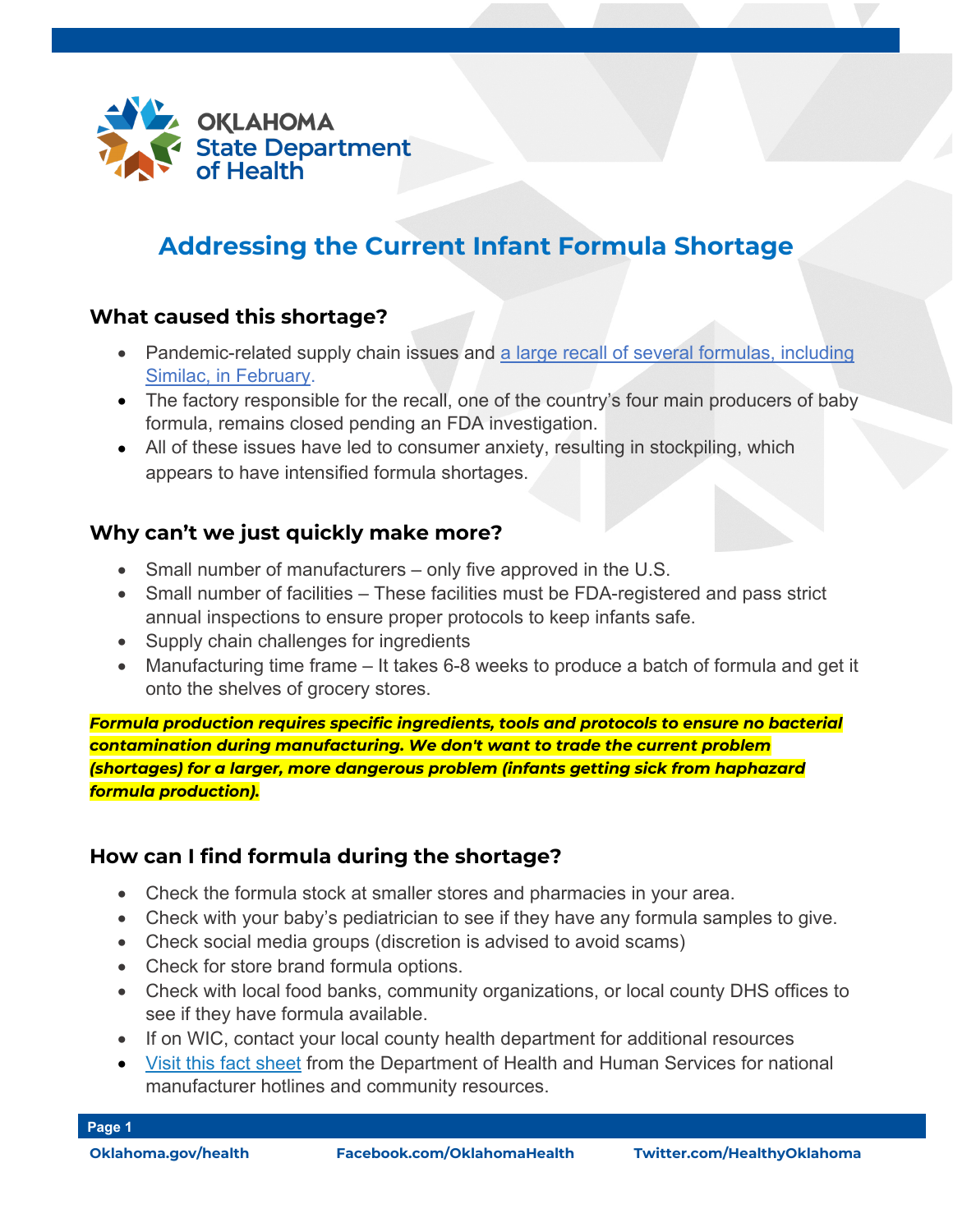OKLAHOMA
State Department
of Health

# Addressing the Current Infant Formula Shortage

## What caused this shortage?

- Pandemic-related supply chain issues and a large recall of several formulas, including Similac, in February.
- The factory responsible for the recall, one of the country's four main producers of baby formula, remains closed pending an FDA investigation.
- All of these issues have led to consumer anxiety, resulting in stockpiling, which appears to have intensified formula shortages.

## Why can't we just quickly make more?

- Small number of manufacturers – only five approved in the U.S.
- Small number of facilities – These facilities must be FDA-registered and pass strict annual inspections to ensure proper protocols to keep infants safe.
- Supply chain challenges for ingredients
- Manufacturing time frame – It takes 6-8 weeks to produce a batch of formula and get it onto the shelves of grocery stores.

***Formula production requires specific ingredients, tools and protocols to ensure no bacterial contamination during manufacturing. We don't want to trade the current problem (shortages) for a larger, more dangerous problem (infants getting sick from haphazard formula production).***

## How can I find formula during the shortage?

- Check the formula stock at smaller stores and pharmacies in your area.
- Check with your baby's pediatrician to see if they have any formula samples to give.
- Check social media groups (discretion is advised to avoid scams)
- Check for store brand formula options.
- Check with local food banks, community organizations, or local county DHS offices to see if they have formula available.
- If on WIC, contact your local county health department for additional resources
- Visit this fact sheet from the Department of Health and Human Services for national manufacturer hotlines and community resources.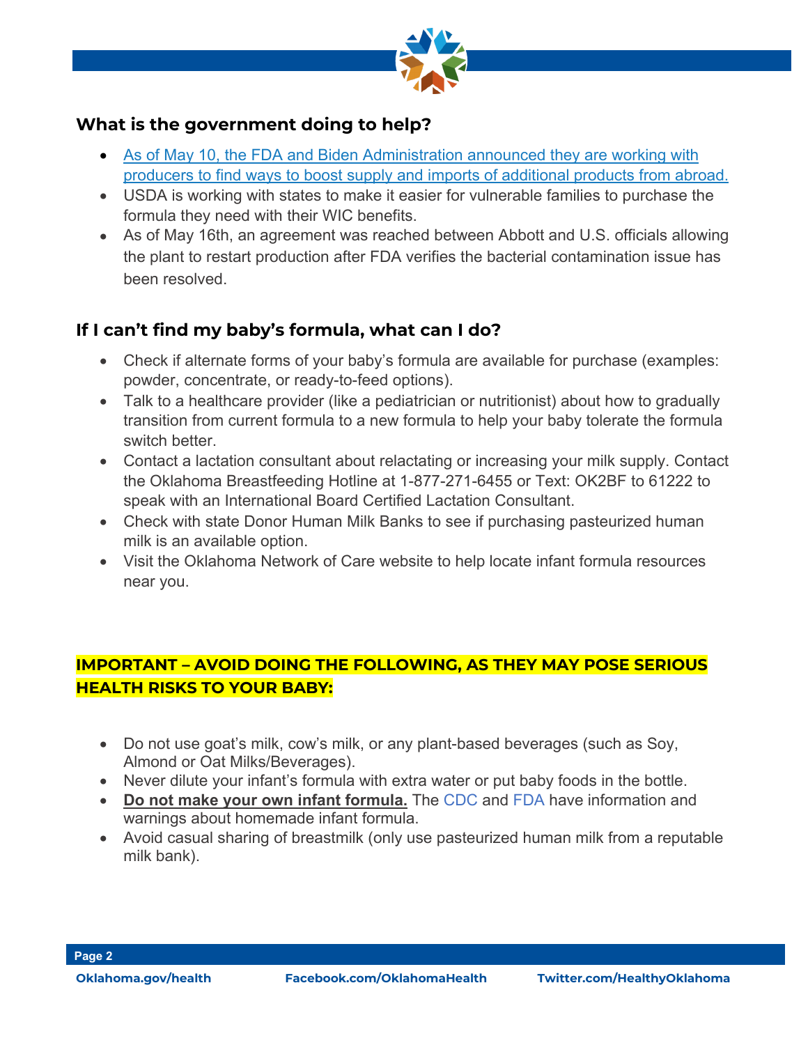## What is the government doing to help?

- As of May 10, the FDA and Biden Administration announced they are working with producers to find ways to boost supply and imports of additional products from abroad.
- USDA is working with states to make it easier for vulnerable families to purchase the formula they need with their WIC benefits.
- As of May 16th, an agreement was reached between Abbott and U.S. officials allowing the plant to restart production after FDA verifies the bacterial contamination issue has been resolved.

## If I can't find my baby's formula, what can I do?

- Check if alternate forms of your baby's formula are available for purchase (examples: powder, concentrate, or ready-to-feed options).
- Talk to a healthcare provider (like a pediatrician or nutritionist) about how to gradually transition from current formula to a new formula to help your baby tolerate the formula switch better.
- Contact a lactation consultant about relactating or increasing your milk supply. Contact the Oklahoma Breastfeeding Hotline at 1-877-271-6455 or Text: OK2BF to 61222 to speak with an International Board Certified Lactation Consultant.
- Check with state Donor Human Milk Banks to see if purchasing pasteurized human milk is an available option.
- Visit the Oklahoma Network of Care website to help locate infant formula resources near you.

**IMPORTANT – AVOID DOING THE FOLLOWING, AS THEY MAY POSE SERIOUS HEALTH RISKS TO YOUR BABY:**

- Do not use goat's milk, cow's milk, or any plant-based beverages (such as Soy, Almond or Oat Milks/Beverages).
- Never dilute your infant's formula with extra water or put baby foods in the bottle.
- **Do not make your own infant formula.** The CDC and FDA have information and warnings about homemade infant formula.
- Avoid casual sharing of breastmilk (only use pasteurized human milk from a reputable milk bank).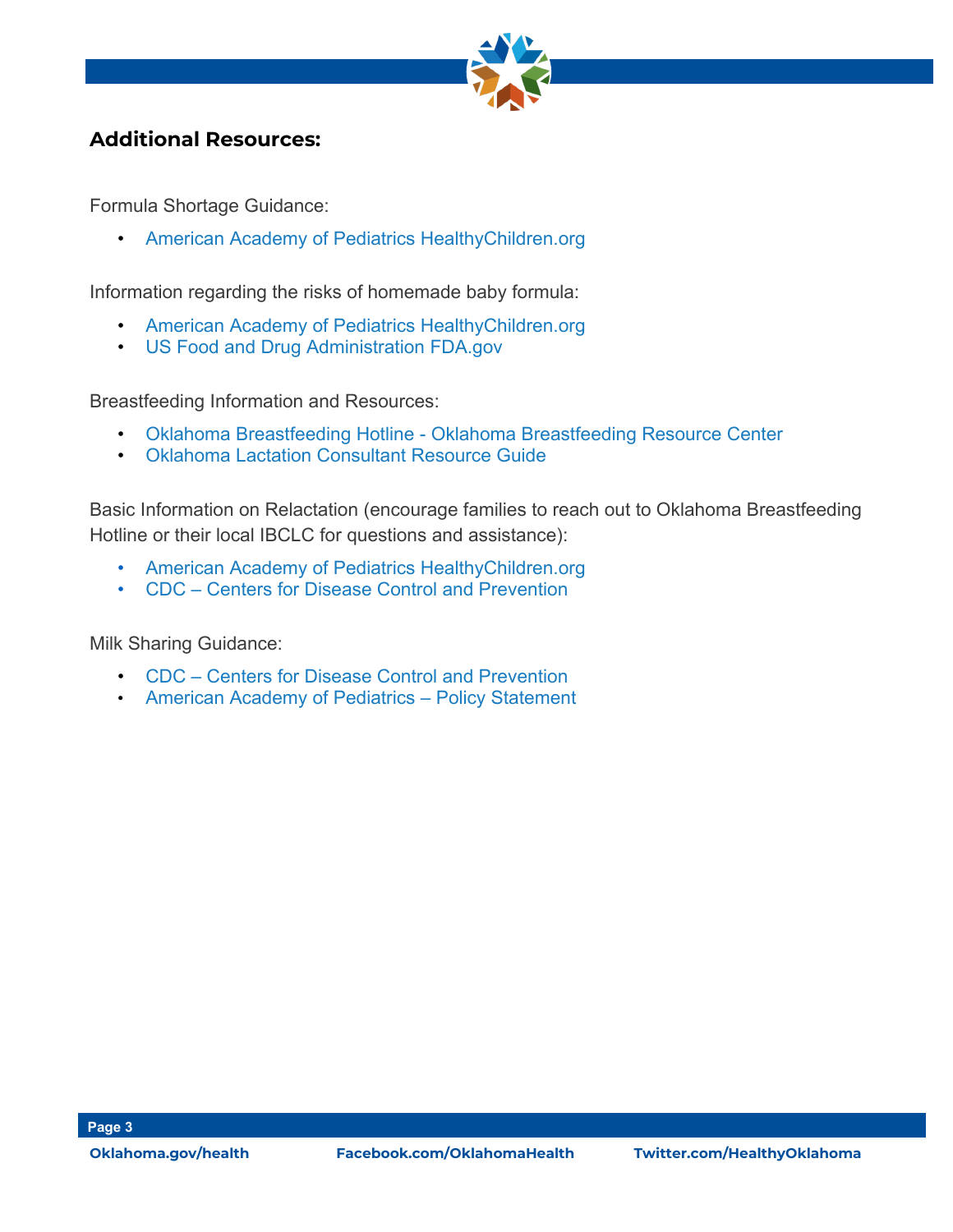## Additional Resources:

Formula Shortage Guidance:

- American Academy of Pediatrics HealthyChildren.org

Information regarding the risks of homemade baby formula:

- American Academy of Pediatrics HealthyChildren.org
- US Food and Drug Administration FDA.gov

Breastfeeding Information and Resources:

- Oklahoma Breastfeeding Hotline - Oklahoma Breastfeeding Resource Center
- Oklahoma Lactation Consultant Resource Guide

Basic Information on Relactation (encourage families to reach out to Oklahoma Breastfeeding Hotline or their local IBCLC for questions and assistance):

- American Academy of Pediatrics HealthyChildren.org
- CDC – Centers for Disease Control and Prevention

Milk Sharing Guidance:

- CDC – Centers for Disease Control and Prevention
- American Academy of Pediatrics – Policy Statement